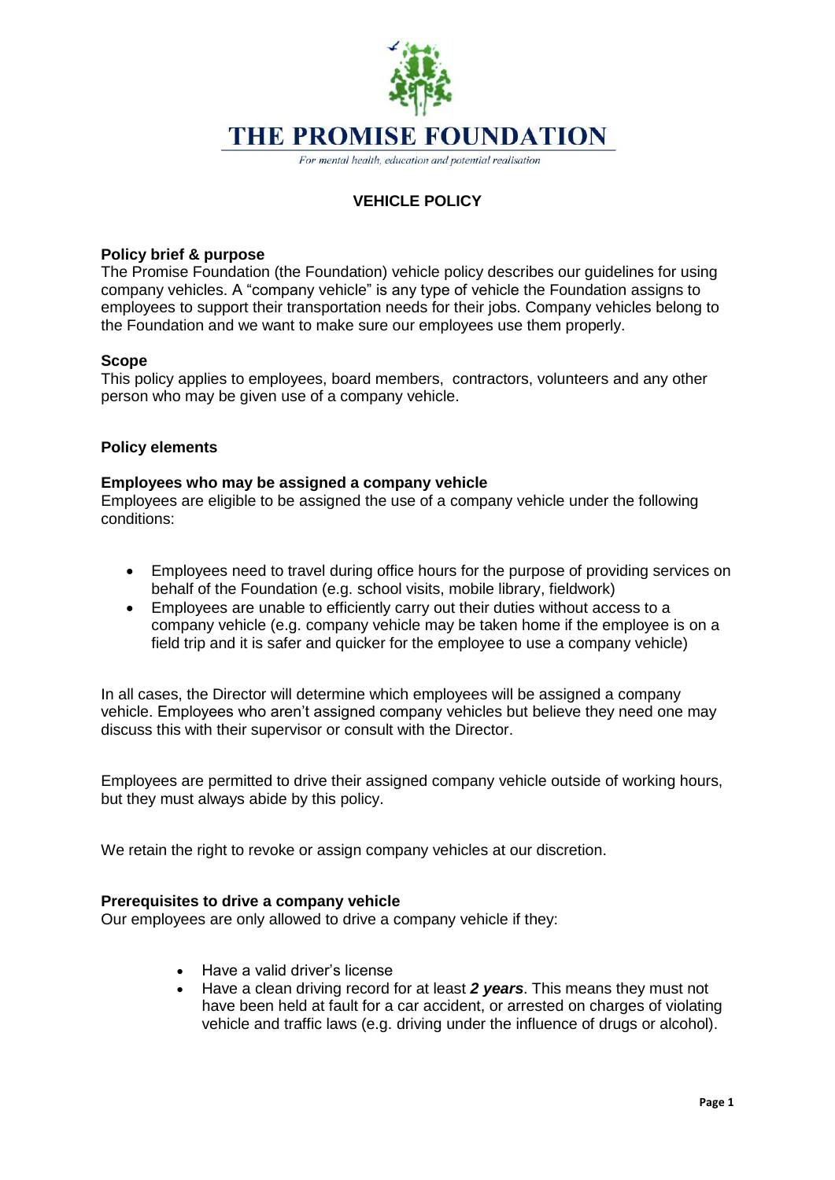# THE PROMISE FOUNDATION

*For mental health, education and potential realisation*

## VEHICLE POLICY

**Policy brief & purpose**

The Promise Foundation (the Foundation) vehicle policy describes our guidelines for using company vehicles. A "company vehicle" is any type of vehicle the Foundation assigns to employees to support their transportation needs for their jobs. Company vehicles belong to the Foundation and we want to make sure our employees use them properly.

**Scope**

This policy applies to employees, board members, contractors, volunteers and any other person who may be given use of a company vehicle.

**Policy elements**

**Employees who may be assigned a company vehicle**

Employees are eligible to be assigned the use of a company vehicle under the following conditions:

- Employees need to travel during office hours for the purpose of providing services on behalf of the Foundation (e.g. school visits, mobile library, fieldwork)
- Employees are unable to efficiently carry out their duties without access to a company vehicle (e.g. company vehicle may be taken home if the employee is on a field trip and it is safer and quicker for the employee to use a company vehicle)

In all cases, the Director will determine which employees will be assigned a company vehicle. Employees who aren't assigned company vehicles but believe they need one may discuss this with their supervisor or consult with the Director.

Employees are permitted to drive their assigned company vehicle outside of working hours, but they must always abide by this policy.

We retain the right to revoke or assign company vehicles at our discretion.

**Prerequisites to drive a company vehicle**

Our employees are only allowed to drive a company vehicle if they:

- Have a valid driver's license
- Have a clean driving record for at least ***2 years***. This means they must not have been held at fault for a car accident, or arrested on charges of violating vehicle and traffic laws (e.g. driving under the influence of drugs or alcohol).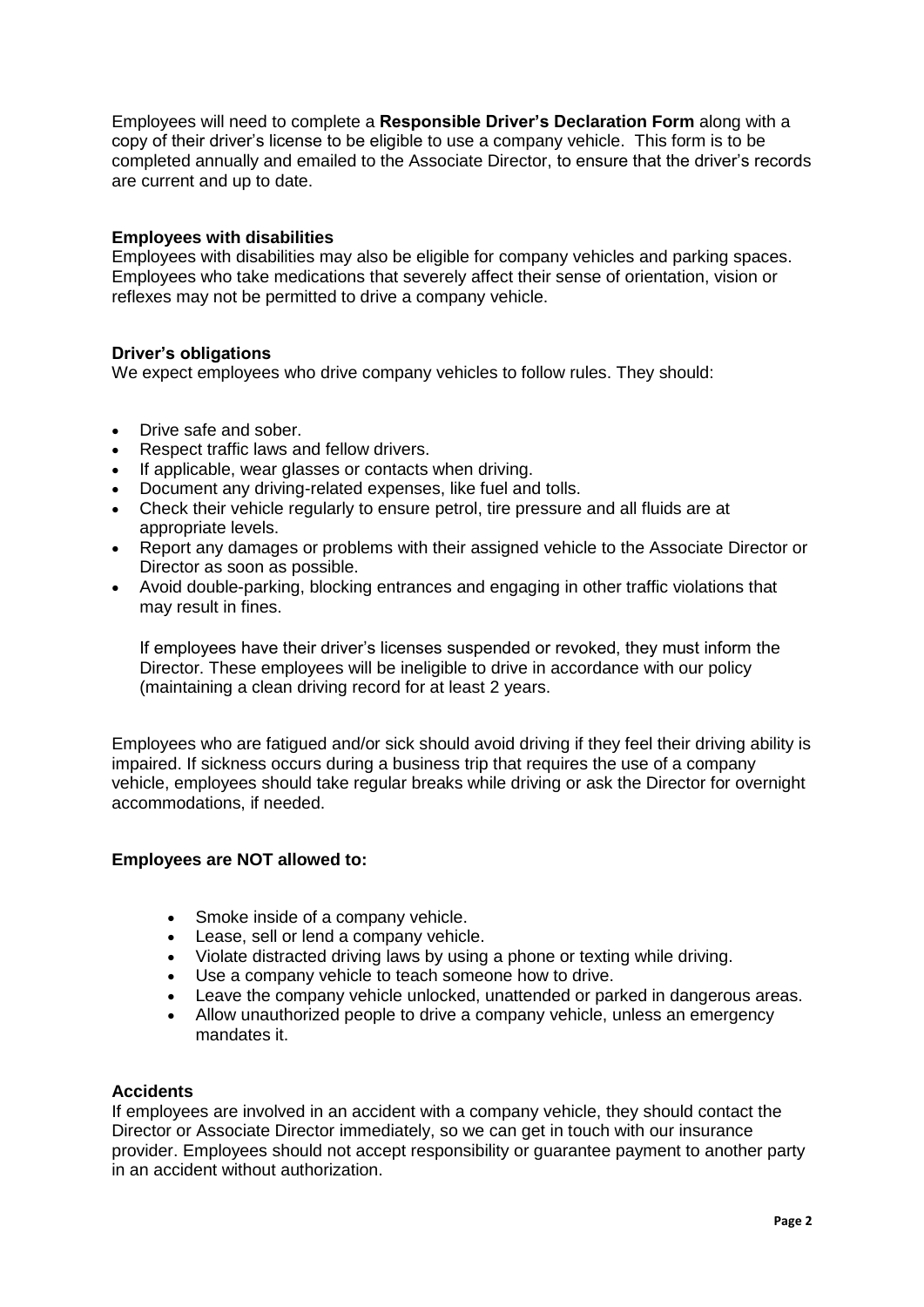Employees will need to complete a **Responsible Driver's Declaration Form** along with a copy of their driver's license to be eligible to use a company vehicle. This form is to be completed annually and emailed to the Associate Director, to ensure that the driver's records are current and up to date.

### Employees with disabilities

Employees with disabilities may also be eligible for company vehicles and parking spaces. Employees who take medications that severely affect their sense of orientation, vision or reflexes may not be permitted to drive a company vehicle.

### Driver's obligations

We expect employees who drive company vehicles to follow rules. They should:

- Drive safe and sober.
- Respect traffic laws and fellow drivers.
- If applicable, wear glasses or contacts when driving.
- Document any driving-related expenses, like fuel and tolls.
- Check their vehicle regularly to ensure petrol, tire pressure and all fluids are at appropriate levels.
- Report any damages or problems with their assigned vehicle to the Associate Director or Director as soon as possible.
- Avoid double-parking, blocking entrances and engaging in other traffic violations that may result in fines.

  If employees have their driver's licenses suspended or revoked, they must inform the Director. These employees will be ineligible to drive in accordance with our policy (maintaining a clean driving record for at least 2 years.

Employees who are fatigued and/or sick should avoid driving if they feel their driving ability is impaired. If sickness occurs during a business trip that requires the use of a company vehicle, employees should take regular breaks while driving or ask the Director for overnight accommodations, if needed.

### Employees are NOT allowed to:

- Smoke inside of a company vehicle.
- Lease, sell or lend a company vehicle.
- Violate distracted driving laws by using a phone or texting while driving.
- Use a company vehicle to teach someone how to drive.
- Leave the company vehicle unlocked, unattended or parked in dangerous areas.
- Allow unauthorized people to drive a company vehicle, unless an emergency mandates it.

### Accidents

If employees are involved in an accident with a company vehicle, they should contact the Director or Associate Director immediately, so we can get in touch with our insurance provider. Employees should not accept responsibility or guarantee payment to another party in an accident without authorization.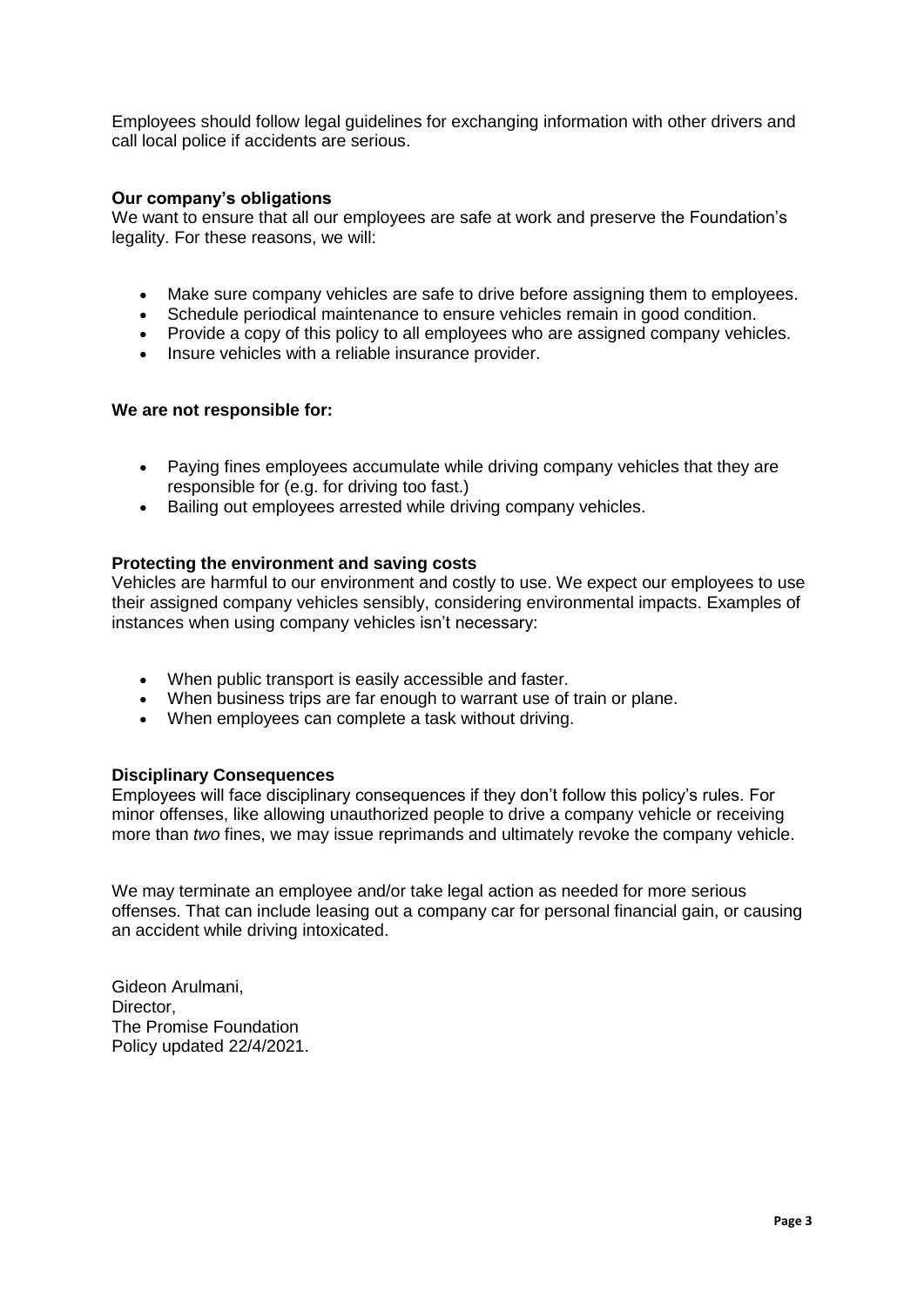Employees should follow legal guidelines for exchanging information with other drivers and call local police if accidents are serious.

**Our company's obligations**
We want to ensure that all our employees are safe at work and preserve the Foundation's legality. For these reasons, we will:

- Make sure company vehicles are safe to drive before assigning them to employees.
- Schedule periodical maintenance to ensure vehicles remain in good condition.
- Provide a copy of this policy to all employees who are assigned company vehicles.
- Insure vehicles with a reliable insurance provider.

**We are not responsible for:**

- Paying fines employees accumulate while driving company vehicles that they are responsible for (e.g. for driving too fast.)
- Bailing out employees arrested while driving company vehicles.

**Protecting the environment and saving costs**
Vehicles are harmful to our environment and costly to use. We expect our employees to use their assigned company vehicles sensibly, considering environmental impacts. Examples of instances when using company vehicles isn't necessary:

- When public transport is easily accessible and faster.
- When business trips are far enough to warrant use of train or plane.
- When employees can complete a task without driving.

**Disciplinary Consequences**
Employees will face disciplinary consequences if they don't follow this policy's rules. For minor offenses, like allowing unauthorized people to drive a company vehicle or receiving more than *two* fines, we may issue reprimands and ultimately revoke the company vehicle.

We may terminate an employee and/or take legal action as needed for more serious offenses. That can include leasing out a company car for personal financial gain, or causing an accident while driving intoxicated.

Gideon Arulmani,
Director,
The Promise Foundation
Policy updated 22/4/2021.